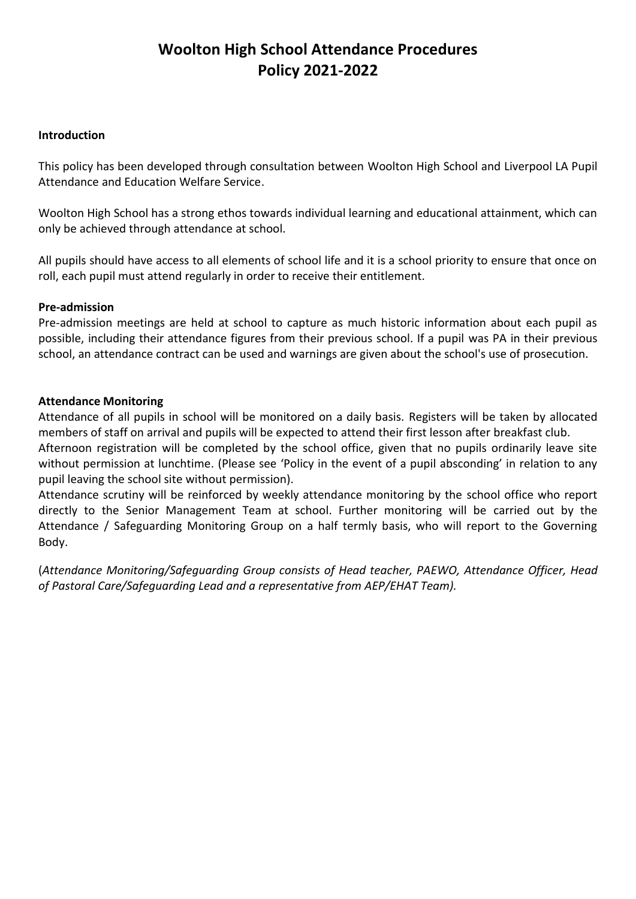# Woolton High School Attendance Procedures
# Policy 2021-2022

**Introduction**

This policy has been developed through consultation between Woolton High School and Liverpool LA Pupil Attendance and Education Welfare Service.

Woolton High School has a strong ethos towards individual learning and educational attainment, which can only be achieved through attendance at school.

All pupils should have access to all elements of school life and it is a school priority to ensure that once on roll, each pupil must attend regularly in order to receive their entitlement.

**Pre-admission**

Pre-admission meetings are held at school to capture as much historic information about each pupil as possible, including their attendance figures from their previous school. If a pupil was PA in their previous school, an attendance contract can be used and warnings are given about the school's use of prosecution.

**Attendance Monitoring**

Attendance of all pupils in school will be monitored on a daily basis. Registers will be taken by allocated members of staff on arrival and pupils will be expected to attend their first lesson after breakfast club.

Afternoon registration will be completed by the school office, given that no pupils ordinarily leave site without permission at lunchtime. (Please see 'Policy in the event of a pupil absconding' in relation to any pupil leaving the school site without permission).

Attendance scrutiny will be reinforced by weekly attendance monitoring by the school office who report directly to the Senior Management Team at school. Further monitoring will be carried out by the Attendance / Safeguarding Monitoring Group on a half termly basis, who will report to the Governing Body.

(*Attendance Monitoring/Safeguarding Group consists of Head teacher, PAEWO, Attendance Officer, Head of Pastoral Care/Safeguarding Lead and a representative from AEP/EHAT Team).*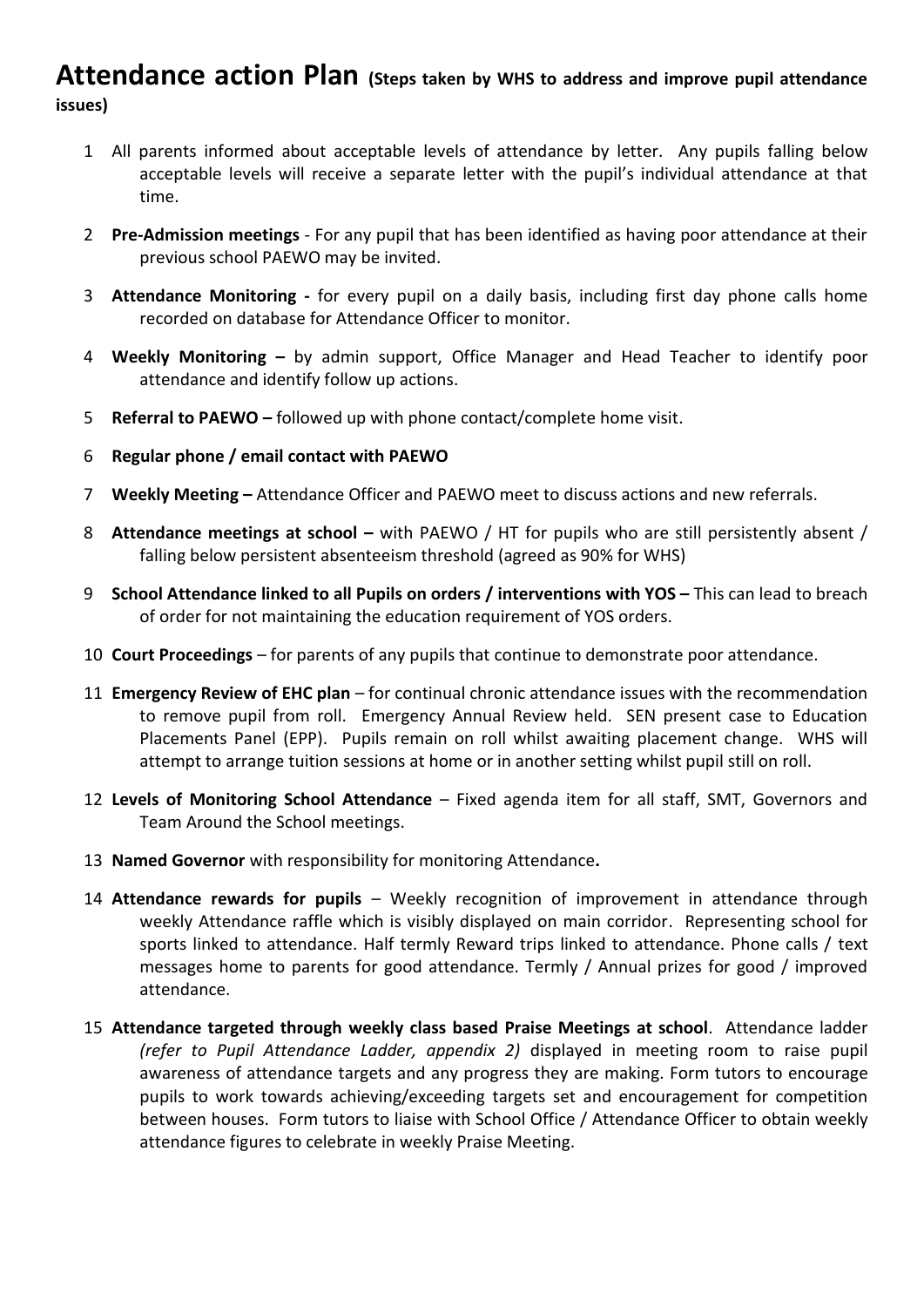# Attendance action Plan (Steps taken by WHS to address and improve pupil attendance issues)

1. All parents informed about acceptable levels of attendance by letter. Any pupils falling below acceptable levels will receive a separate letter with the pupil's individual attendance at that time.
2. **Pre-Admission meetings** - For any pupil that has been identified as having poor attendance at their previous school PAEWO may be invited.
3. **Attendance Monitoring -** for every pupil on a daily basis, including first day phone calls home recorded on database for Attendance Officer to monitor.
4. **Weekly Monitoring –** by admin support, Office Manager and Head Teacher to identify poor attendance and identify follow up actions.
5. **Referral to PAEWO –** followed up with phone contact/complete home visit.
6. **Regular phone / email contact with PAEWO**
7. **Weekly Meeting –** Attendance Officer and PAEWO meet to discuss actions and new referrals.
8. **Attendance meetings at school –** with PAEWO / HT for pupils who are still persistently absent / falling below persistent absenteeism threshold (agreed as 90% for WHS)
9. **School Attendance linked to all Pupils on orders / interventions with YOS –** This can lead to breach of order for not maintaining the education requirement of YOS orders.
10. **Court Proceedings** – for parents of any pupils that continue to demonstrate poor attendance.
11. **Emergency Review of EHC plan** – for continual chronic attendance issues with the recommendation to remove pupil from roll. Emergency Annual Review held. SEN present case to Education Placements Panel (EPP). Pupils remain on roll whilst awaiting placement change. WHS will attempt to arrange tuition sessions at home or in another setting whilst pupil still on roll.
12. **Levels of Monitoring School Attendance** – Fixed agenda item for all staff, SMT, Governors and Team Around the School meetings.
13. **Named Governor** with responsibility for monitoring Attendance**.**
14. **Attendance rewards for pupils** – Weekly recognition of improvement in attendance through weekly Attendance raffle which is visibly displayed on main corridor. Representing school for sports linked to attendance. Half termly Reward trips linked to attendance. Phone calls / text messages home to parents for good attendance. Termly / Annual prizes for good / improved attendance.
15. **Attendance targeted through weekly class based Praise Meetings at school**. Attendance ladder *(refer to Pupil Attendance Ladder, appendix 2)* displayed in meeting room to raise pupil awareness of attendance targets and any progress they are making. Form tutors to encourage pupils to work towards achieving/exceeding targets set and encouragement for competition between houses. Form tutors to liaise with School Office / Attendance Officer to obtain weekly attendance figures to celebrate in weekly Praise Meeting.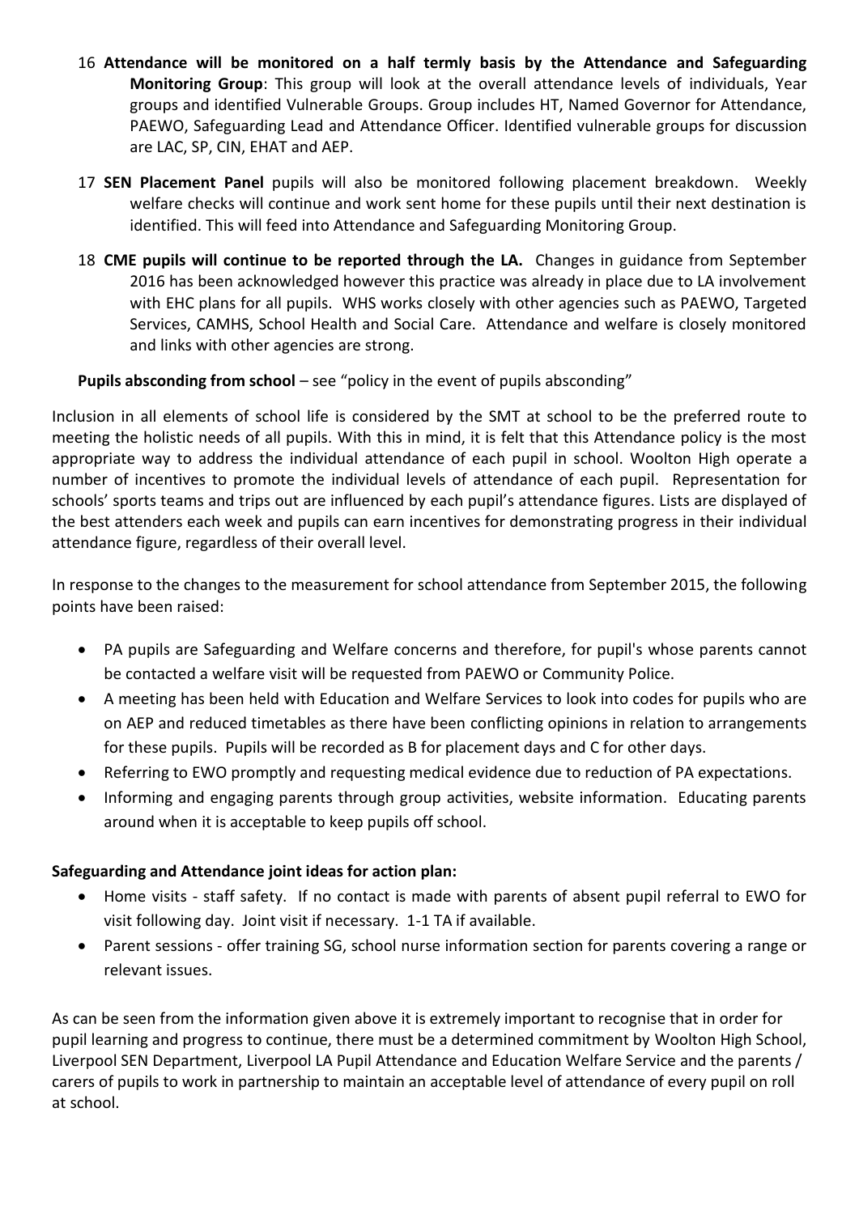16. **Attendance will be monitored on a half termly basis by the Attendance and Safeguarding Monitoring Group**: This group will look at the overall attendance levels of individuals, Year groups and identified Vulnerable Groups. Group includes HT, Named Governor for Attendance, PAEWO, Safeguarding Lead and Attendance Officer. Identified vulnerable groups for discussion are LAC, SP, CIN, EHAT and AEP.
17. **SEN Placement Panel** pupils will also be monitored following placement breakdown. Weekly welfare checks will continue and work sent home for these pupils until their next destination is identified. This will feed into Attendance and Safeguarding Monitoring Group.
18. **CME pupils will continue to be reported through the LA.** Changes in guidance from September 2016 has been acknowledged however this practice was already in place due to LA involvement with EHC plans for all pupils. WHS works closely with other agencies such as PAEWO, Targeted Services, CAMHS, School Health and Social Care. Attendance and welfare is closely monitored and links with other agencies are strong.

**Pupils absconding from school** – see "policy in the event of pupils absconding"

Inclusion in all elements of school life is considered by the SMT at school to be the preferred route to meeting the holistic needs of all pupils. With this in mind, it is felt that this Attendance policy is the most appropriate way to address the individual attendance of each pupil in school. Woolton High operate a number of incentives to promote the individual levels of attendance of each pupil. Representation for schools' sports teams and trips out are influenced by each pupil's attendance figures. Lists are displayed of the best attenders each week and pupils can earn incentives for demonstrating progress in their individual attendance figure, regardless of their overall level.

In response to the changes to the measurement for school attendance from September 2015, the following points have been raised:

- PA pupils are Safeguarding and Welfare concerns and therefore, for pupil's whose parents cannot be contacted a welfare visit will be requested from PAEWO or Community Police.
- A meeting has been held with Education and Welfare Services to look into codes for pupils who are on AEP and reduced timetables as there have been conflicting opinions in relation to arrangements for these pupils. Pupils will be recorded as B for placement days and C for other days.
- Referring to EWO promptly and requesting medical evidence due to reduction of PA expectations.
- Informing and engaging parents through group activities, website information. Educating parents around when it is acceptable to keep pupils off school.

**Safeguarding and Attendance joint ideas for action plan:**

- Home visits - staff safety. If no contact is made with parents of absent pupil referral to EWO for visit following day. Joint visit if necessary. 1-1 TA if available.
- Parent sessions - offer training SG, school nurse information section for parents covering a range or relevant issues.

As can be seen from the information given above it is extremely important to recognise that in order for pupil learning and progress to continue, there must be a determined commitment by Woolton High School, Liverpool SEN Department, Liverpool LA Pupil Attendance and Education Welfare Service and the parents / carers of pupils to work in partnership to maintain an acceptable level of attendance of every pupil on roll at school.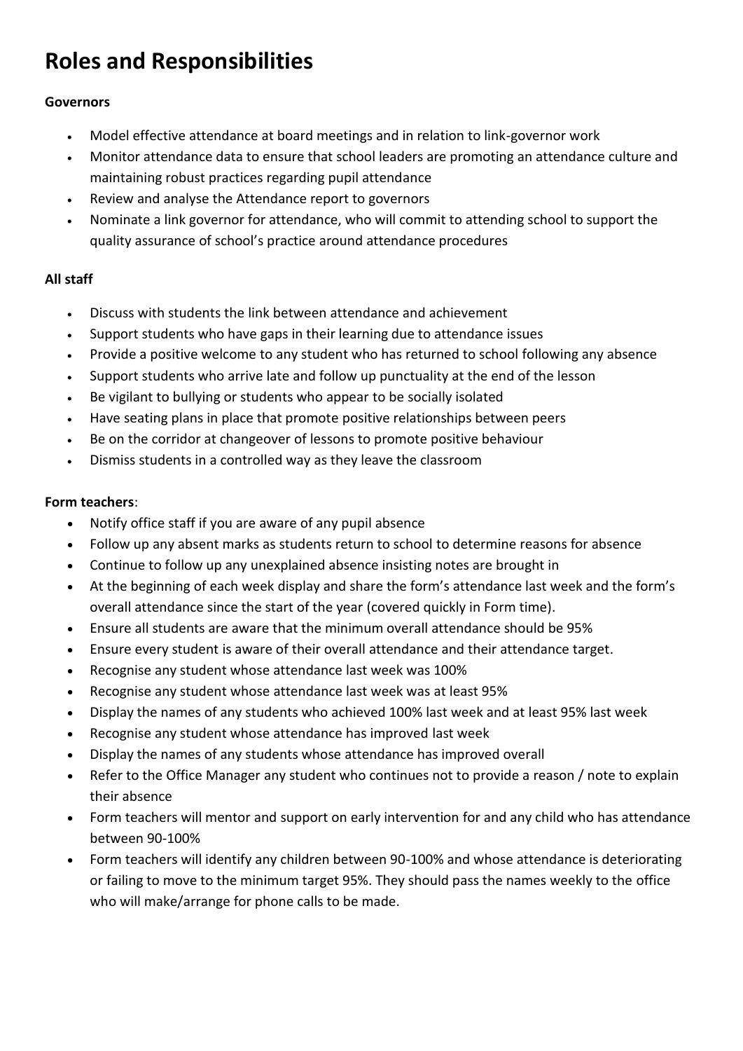# Roles and Responsibilities

**Governors**

- Model effective attendance at board meetings and in relation to link-governor work
- Monitor attendance data to ensure that school leaders are promoting an attendance culture and maintaining robust practices regarding pupil attendance
- Review and analyse the Attendance report to governors
- Nominate a link governor for attendance, who will commit to attending school to support the quality assurance of school's practice around attendance procedures

**All staff**

- Discuss with students the link between attendance and achievement
- Support students who have gaps in their learning due to attendance issues
- Provide a positive welcome to any student who has returned to school following any absence
- Support students who arrive late and follow up punctuality at the end of the lesson
- Be vigilant to bullying or students who appear to be socially isolated
- Have seating plans in place that promote positive relationships between peers
- Be on the corridor at changeover of lessons to promote positive behaviour
- Dismiss students in a controlled way as they leave the classroom

**Form teachers**:

- Notify office staff if you are aware of any pupil absence
- Follow up any absent marks as students return to school to determine reasons for absence
- Continue to follow up any unexplained absence insisting notes are brought in
- At the beginning of each week display and share the form's attendance last week and the form's overall attendance since the start of the year (covered quickly in Form time).
- Ensure all students are aware that the minimum overall attendance should be 95%
- Ensure every student is aware of their overall attendance and their attendance target.
- Recognise any student whose attendance last week was 100%
- Recognise any student whose attendance last week was at least 95%
- Display the names of any students who achieved 100% last week and at least 95% last week
- Recognise any student whose attendance has improved last week
- Display the names of any students whose attendance has improved overall
- Refer to the Office Manager any student who continues not to provide a reason / note to explain their absence
- Form teachers will mentor and support on early intervention for and any child who has attendance between 90-100%
- Form teachers will identify any children between 90-100% and whose attendance is deteriorating or failing to move to the minimum target 95%. They should pass the names weekly to the office who will make/arrange for phone calls to be made.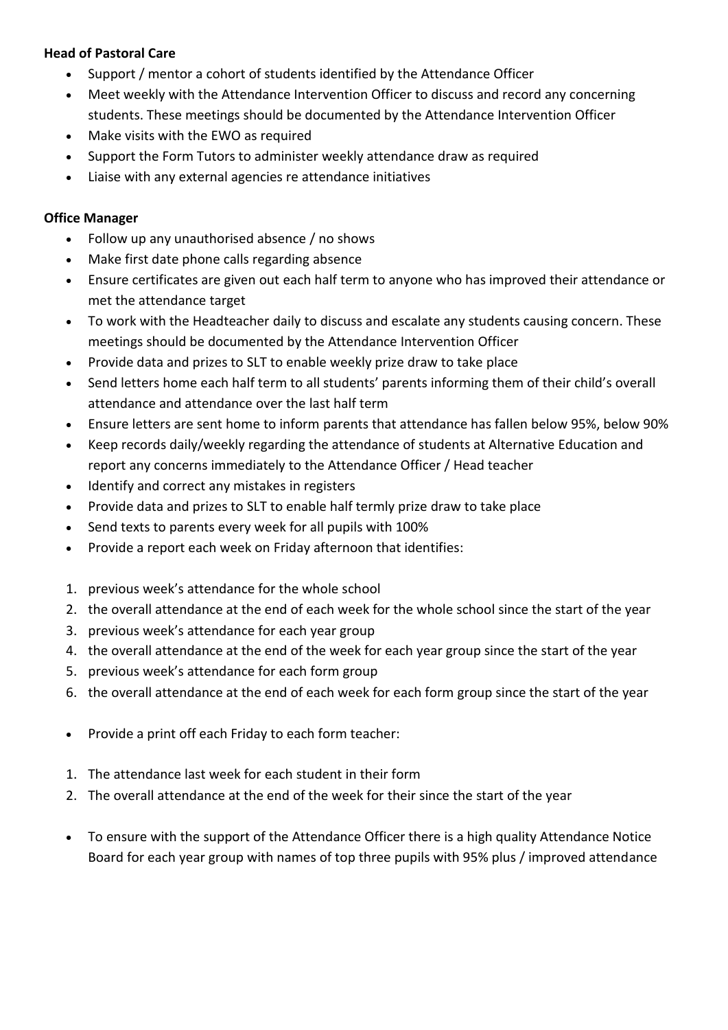**Head of Pastoral Care**

- Support / mentor a cohort of students identified by the Attendance Officer
- Meet weekly with the Attendance Intervention Officer to discuss and record any concerning students. These meetings should be documented by the Attendance Intervention Officer
- Make visits with the EWO as required
- Support the Form Tutors to administer weekly attendance draw as required
- Liaise with any external agencies re attendance initiatives

**Office Manager**

- Follow up any unauthorised absence / no shows
- Make first date phone calls regarding absence
- Ensure certificates are given out each half term to anyone who has improved their attendance or met the attendance target
- To work with the Headteacher daily to discuss and escalate any students causing concern. These meetings should be documented by the Attendance Intervention Officer
- Provide data and prizes to SLT to enable weekly prize draw to take place
- Send letters home each half term to all students' parents informing them of their child's overall attendance and attendance over the last half term
- Ensure letters are sent home to inform parents that attendance has fallen below 95%, below 90%
- Keep records daily/weekly regarding the attendance of students at Alternative Education and report any concerns immediately to the Attendance Officer / Head teacher
- Identify and correct any mistakes in registers
- Provide data and prizes to SLT to enable half termly prize draw to take place
- Send texts to parents every week for all pupils with 100%
- Provide a report each week on Friday afternoon that identifies:

1. previous week's attendance for the whole school
2. the overall attendance at the end of each week for the whole school since the start of the year
3. previous week's attendance for each year group
4. the overall attendance at the end of the week for each year group since the start of the year
5. previous week's attendance for each form group
6. the overall attendance at the end of each week for each form group since the start of the year

- Provide a print off each Friday to each form teacher:

1. The attendance last week for each student in their form
2. The overall attendance at the end of the week for their since the start of the year

- To ensure with the support of the Attendance Officer there is a high quality Attendance Notice Board for each year group with names of top three pupils with 95% plus / improved attendance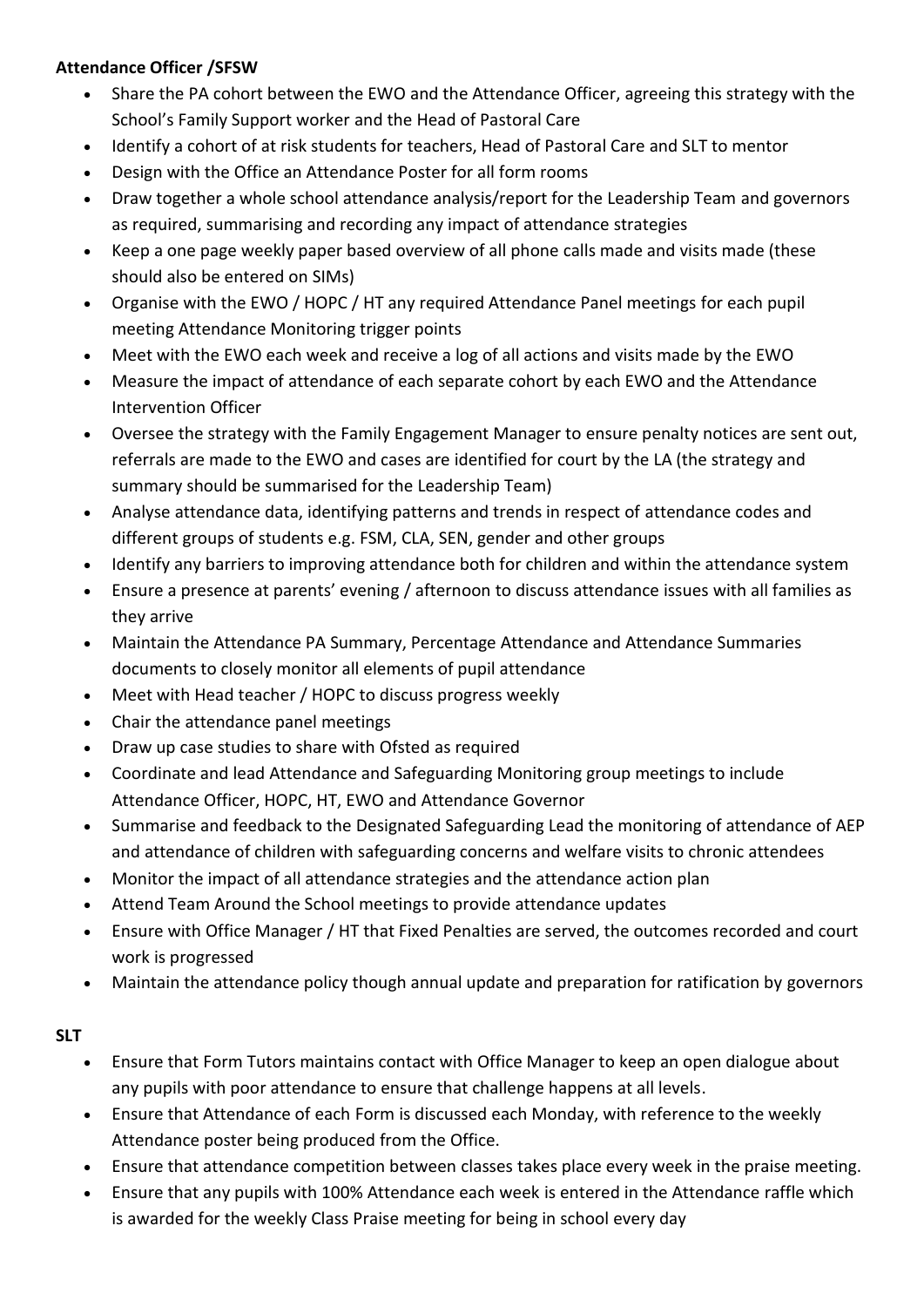**Attendance Officer /SFSW**

- Share the PA cohort between the EWO and the Attendance Officer, agreeing this strategy with the School's Family Support worker and the Head of Pastoral Care
- Identify a cohort of at risk students for teachers, Head of Pastoral Care and SLT to mentor
- Design with the Office an Attendance Poster for all form rooms
- Draw together a whole school attendance analysis/report for the Leadership Team and governors as required, summarising and recording any impact of attendance strategies
- Keep a one page weekly paper based overview of all phone calls made and visits made (these should also be entered on SIMs)
- Organise with the EWO / HOPC / HT any required Attendance Panel meetings for each pupil meeting Attendance Monitoring trigger points
- Meet with the EWO each week and receive a log of all actions and visits made by the EWO
- Measure the impact of attendance of each separate cohort by each EWO and the Attendance Intervention Officer
- Oversee the strategy with the Family Engagement Manager to ensure penalty notices are sent out, referrals are made to the EWO and cases are identified for court by the LA (the strategy and summary should be summarised for the Leadership Team)
- Analyse attendance data, identifying patterns and trends in respect of attendance codes and different groups of students e.g. FSM, CLA, SEN, gender and other groups
- Identify any barriers to improving attendance both for children and within the attendance system
- Ensure a presence at parents' evening / afternoon to discuss attendance issues with all families as they arrive
- Maintain the Attendance PA Summary, Percentage Attendance and Attendance Summaries documents to closely monitor all elements of pupil attendance
- Meet with Head teacher / HOPC to discuss progress weekly
- Chair the attendance panel meetings
- Draw up case studies to share with Ofsted as required
- Coordinate and lead Attendance and Safeguarding Monitoring group meetings to include Attendance Officer, HOPC, HT, EWO and Attendance Governor
- Summarise and feedback to the Designated Safeguarding Lead the monitoring of attendance of AEP and attendance of children with safeguarding concerns and welfare visits to chronic attendees
- Monitor the impact of all attendance strategies and the attendance action plan
- Attend Team Around the School meetings to provide attendance updates
- Ensure with Office Manager / HT that Fixed Penalties are served, the outcomes recorded and court work is progressed
- Maintain the attendance policy though annual update and preparation for ratification by governors

**SLT**

- Ensure that Form Tutors maintains contact with Office Manager to keep an open dialogue about any pupils with poor attendance to ensure that challenge happens at all levels.
- Ensure that Attendance of each Form is discussed each Monday, with reference to the weekly Attendance poster being produced from the Office.
- Ensure that attendance competition between classes takes place every week in the praise meeting.
- Ensure that any pupils with 100% Attendance each week is entered in the Attendance raffle which is awarded for the weekly Class Praise meeting for being in school every day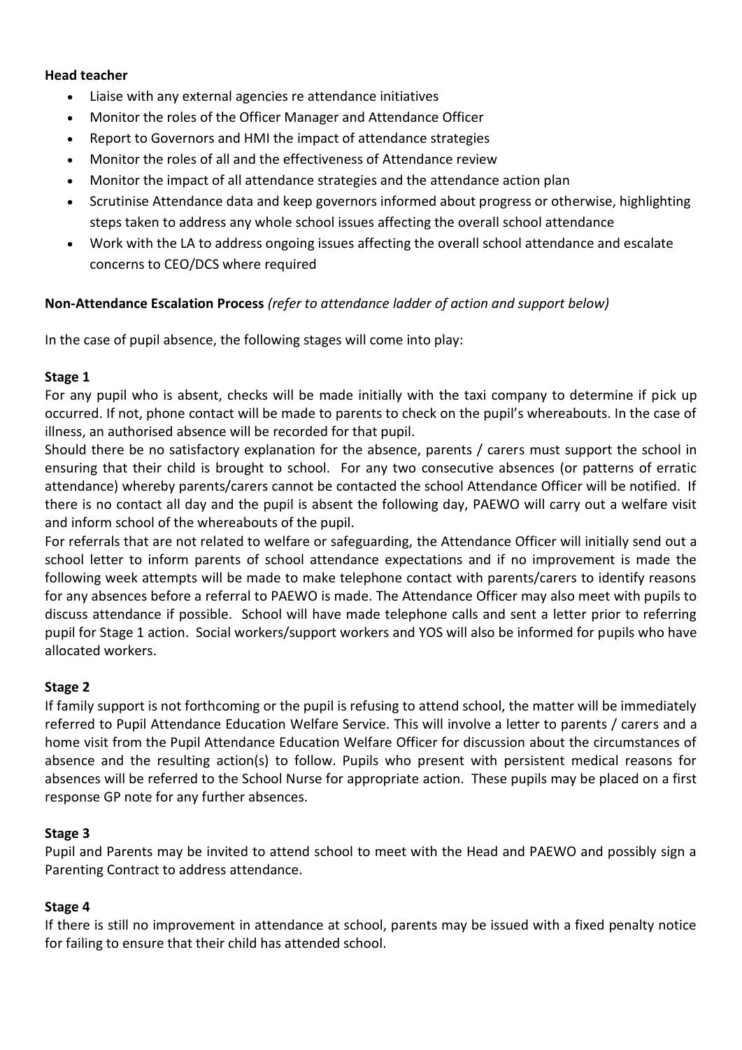**Head teacher**

- Liaise with any external agencies re attendance initiatives
- Monitor the roles of the Officer Manager and Attendance Officer
- Report to Governors and HMI the impact of attendance strategies
- Monitor the roles of all and the effectiveness of Attendance review
- Monitor the impact of all attendance strategies and the attendance action plan
- Scrutinise Attendance data and keep governors informed about progress or otherwise, highlighting steps taken to address any whole school issues affecting the overall school attendance
- Work with the LA to address ongoing issues affecting the overall school attendance and escalate concerns to CEO/DCS where required

**Non-Attendance Escalation Process** *(refer to attendance ladder of action and support below)*

In the case of pupil absence, the following stages will come into play:

**Stage 1**

For any pupil who is absent, checks will be made initially with the taxi company to determine if pick up occurred. If not, phone contact will be made to parents to check on the pupil's whereabouts. In the case of illness, an authorised absence will be recorded for that pupil.

Should there be no satisfactory explanation for the absence, parents / carers must support the school in ensuring that their child is brought to school. For any two consecutive absences (or patterns of erratic attendance) whereby parents/carers cannot be contacted the school Attendance Officer will be notified. If there is no contact all day and the pupil is absent the following day, PAEWO will carry out a welfare visit and inform school of the whereabouts of the pupil.

For referrals that are not related to welfare or safeguarding, the Attendance Officer will initially send out a school letter to inform parents of school attendance expectations and if no improvement is made the following week attempts will be made to make telephone contact with parents/carers to identify reasons for any absences before a referral to PAEWO is made. The Attendance Officer may also meet with pupils to discuss attendance if possible. School will have made telephone calls and sent a letter prior to referring pupil for Stage 1 action. Social workers/support workers and YOS will also be informed for pupils who have allocated workers.

**Stage 2**

If family support is not forthcoming or the pupil is refusing to attend school, the matter will be immediately referred to Pupil Attendance Education Welfare Service. This will involve a letter to parents / carers and a home visit from the Pupil Attendance Education Welfare Officer for discussion about the circumstances of absence and the resulting action(s) to follow. Pupils who present with persistent medical reasons for absences will be referred to the School Nurse for appropriate action. These pupils may be placed on a first response GP note for any further absences.

**Stage 3**

Pupil and Parents may be invited to attend school to meet with the Head and PAEWO and possibly sign a Parenting Contract to address attendance.

**Stage 4**

If there is still no improvement in attendance at school, parents may be issued with a fixed penalty notice for failing to ensure that their child has attended school.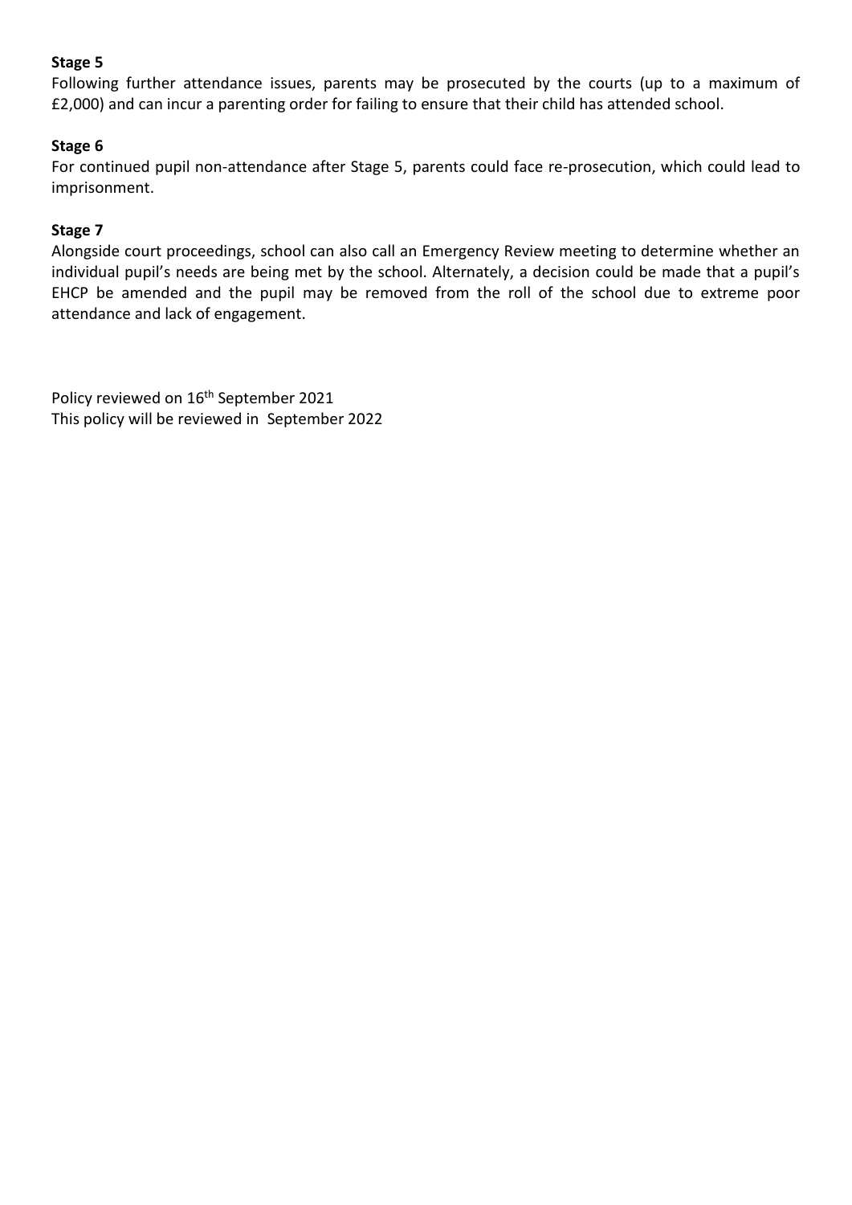**Stage 5**

Following further attendance issues, parents may be prosecuted by the courts (up to a maximum of £2,000) and can incur a parenting order for failing to ensure that their child has attended school.

**Stage 6**

For continued pupil non-attendance after Stage 5, parents could face re-prosecution, which could lead to imprisonment.

**Stage 7**

Alongside court proceedings, school can also call an Emergency Review meeting to determine whether an individual pupil's needs are being met by the school. Alternately, a decision could be made that a pupil's EHCP be amended and the pupil may be removed from the roll of the school due to extreme poor attendance and lack of engagement.

Policy reviewed on 16th September 2021
This policy will be reviewed in September 2022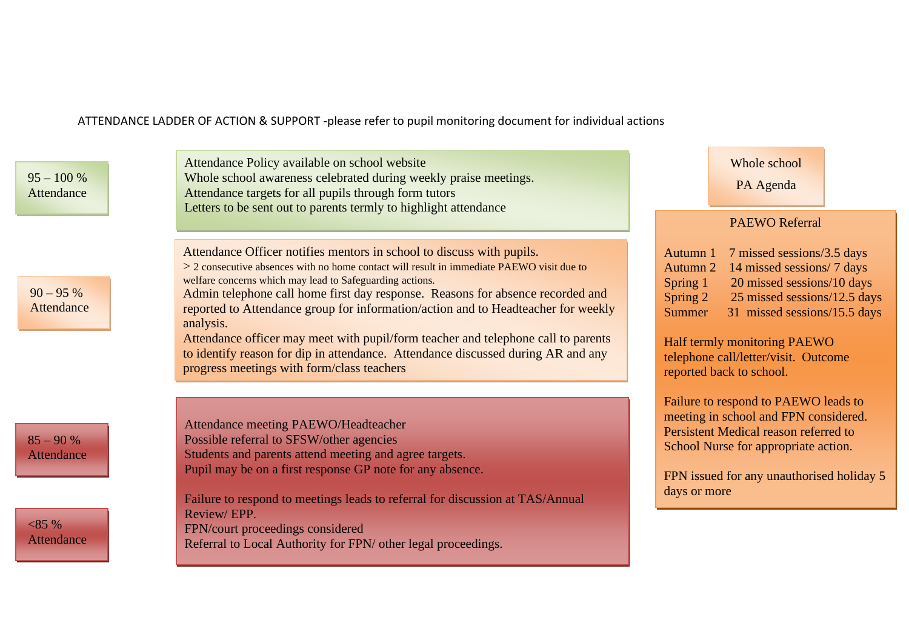ATTENDANCE LADDER OF ACTION & SUPPORT -please refer to pupil monitoring document for individual actions

**95 – 100 % Attendance**

Attendance Policy available on school website
Whole school awareness celebrated during weekly praise meetings.
Attendance targets for all pupils through form tutors
Letters to be sent out to parents termly to highlight attendance

**90 – 95 % Attendance**

Attendance Officer notifies mentors in school to discuss with pupils.
> 2 consecutive absences with no home contact will result in immediate PAEWO visit due to welfare concerns which may lead to Safeguarding actions.
Admin telephone call home first day response. Reasons for absence recorded and reported to Attendance group for information/action and to Headteacher for weekly analysis.
Attendance officer may meet with pupil/form teacher and telephone call to parents to identify reason for dip in attendance. Attendance discussed during AR and any progress meetings with form/class teachers

**85 – 90 % Attendance**

**<85 % Attendance**

Attendance meeting PAEWO/Headteacher
Possible referral to SFSW/other agencies
Students and parents attend meeting and agree targets.
Pupil may be on a first response GP note for any absence.

Failure to respond to meetings leads to referral for discussion at TAS/Annual Review/ EPP.
FPN/court proceedings considered
Referral to Local Authority for FPN/ other legal proceedings.

**Whole school PA Agenda**

**PAEWO Referral**

| | |
|---|---|
| Autumn 1 | 7 missed sessions/3.5 days |
| Autumn 2 | 14 missed sessions/ 7 days |
| Spring 1 | 20 missed sessions/10 days |
| Spring 2 | 25 missed sessions/12.5 days |
| Summer | 31 missed sessions/15.5 days |

Half termly monitoring PAEWO telephone call/letter/visit. Outcome reported back to school.

Failure to respond to PAEWO leads to meeting in school and FPN considered. Persistent Medical reason referred to School Nurse for appropriate action.

FPN issued for any unauthorised holiday 5 days or more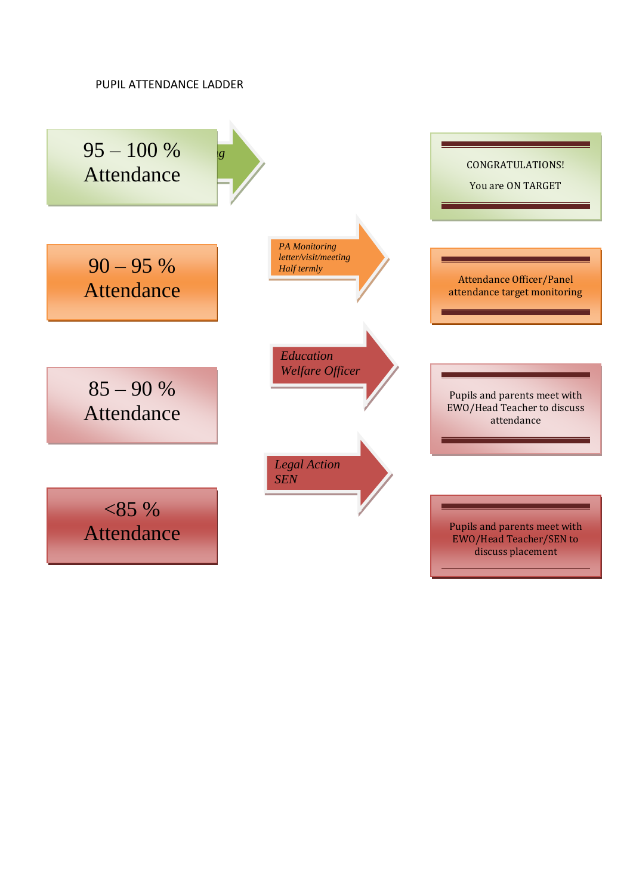PUPIL ATTENDANCE LADDER

| Attendance | Action | Outcome |
|---|---|---|
| 95 – 100 % Attendance | *g* | CONGRATULATIONS! You are ON TARGET |
| 90 – 95 % Attendance | *PA Monitoring letter/visit/meeting Half termly* | Attendance Officer/Panel attendance target monitoring |
| 85 – 90 % Attendance | *Education Welfare Officer* | Pupils and parents meet with EWO/Head Teacher to discuss attendance |
| <85 % Attendance | *Legal Action SEN* | Pupils and parents meet with EWO/Head Teacher/SEN to discuss placement |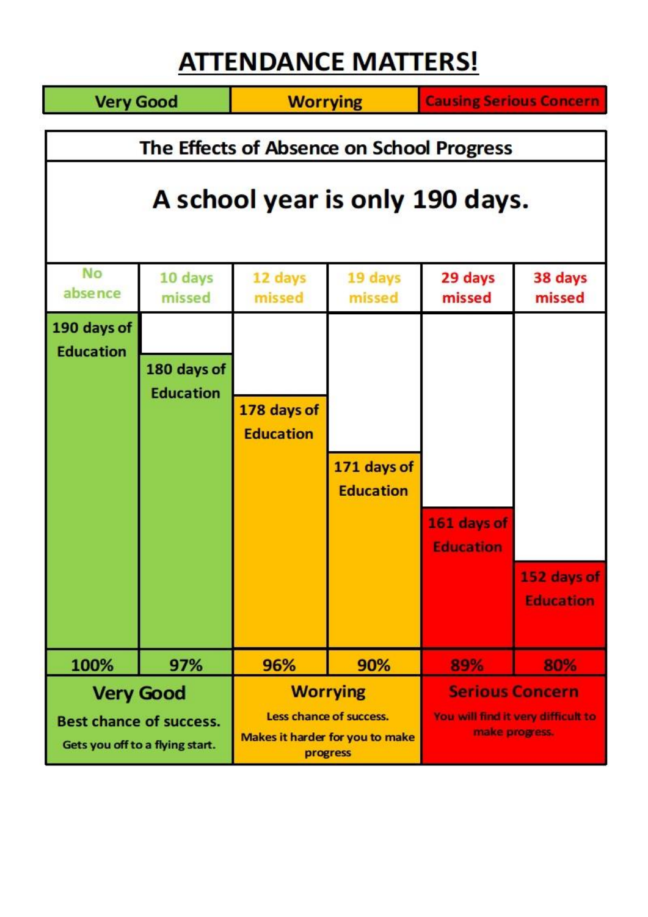# ATTENDANCE MATTERS!

| Very Good | Worrying | Causing Serious Concern |
|---|---|---|

## The Effects of Absence on School Progress

### A school year is only 190 days.

| No absence | 10 days missed | 12 days missed | 19 days missed | 29 days missed | 38 days missed |
|---|---|---|---|---|---|
| 190 days of Education | 180 days of Education | 178 days of Education | 171 days of Education | 161 days of Education | 152 days of Education |
| 100% | 97% | 96% | 90% | 89% | 80% |

| Very Good | Worrying | Serious Concern |
|---|---|---|
| Best chance of success. Gets you off to a flying start. | Less chance of success. Makes it harder for you to make progress | You will find it very difficult to make progress. |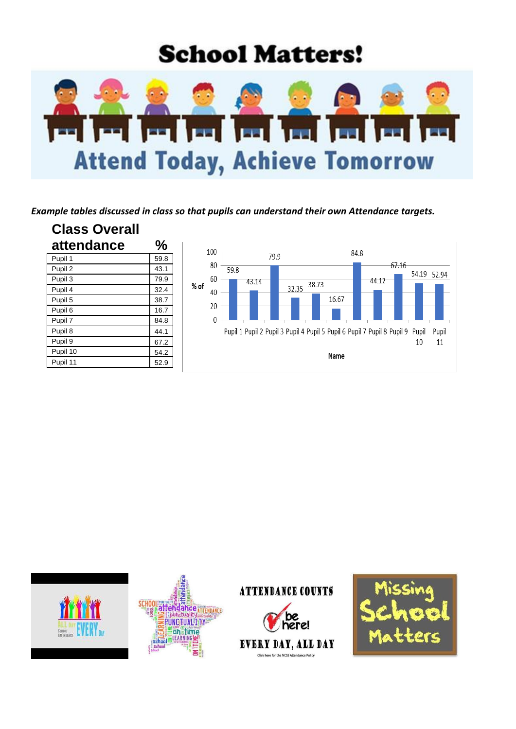# School Matters!

Attend Today, Achieve Tomorrow

***Example tables discussed in class so that pupils can understand their own Attendance targets.***

| Class Overall attendance | % |
|---|---|
| Pupil 1 | 59.8 |
| Pupil 2 | 43.1 |
| Pupil 3 | 79.9 |
| Pupil 4 | 32.4 |
| Pupil 5 | 38.7 |
| Pupil 6 | 16.7 |
| Pupil 7 | 84.8 |
| Pupil 8 | 44.1 |
| Pupil 9 | 67.2 |
| Pupil 10 | 54.2 |
| Pupil 11 | 52.9 |

% of

100
80
60
40
20
0

59.8
43.14
79.9
32.35
38.73
16.67
84.8
44.12
67.16
54.19
52.94

Pupil 1 Pupil 2 Pupil 3 Pupil 4 Pupil 5 Pupil 6 Pupil 7 Pupil 8 Pupil 9 Pupil 10 Pupil 11

Name

ALL DAY EVERY DAY School Attendance

ATTENDANCE COUNTS

be here!

EVERY DAY, ALL DAY

Click here for the NCSS Attendance Policy

Missing School Matters